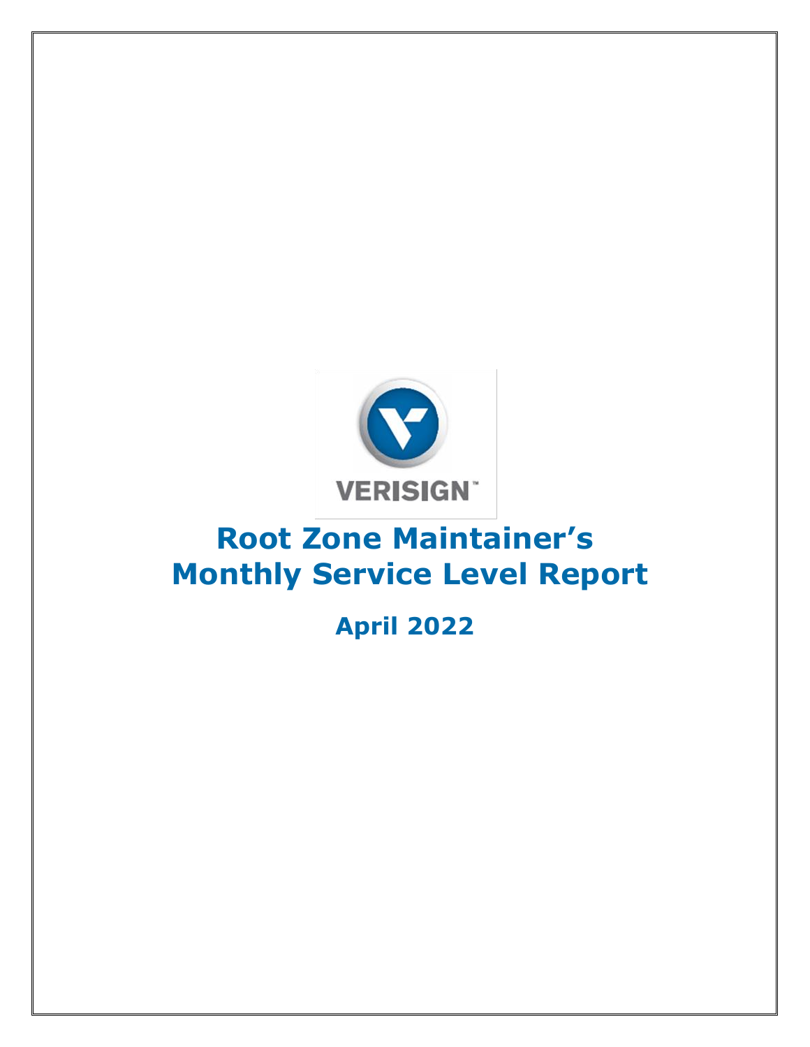# Root Zone Maintainer's Monthly Service Level Report

## April 2022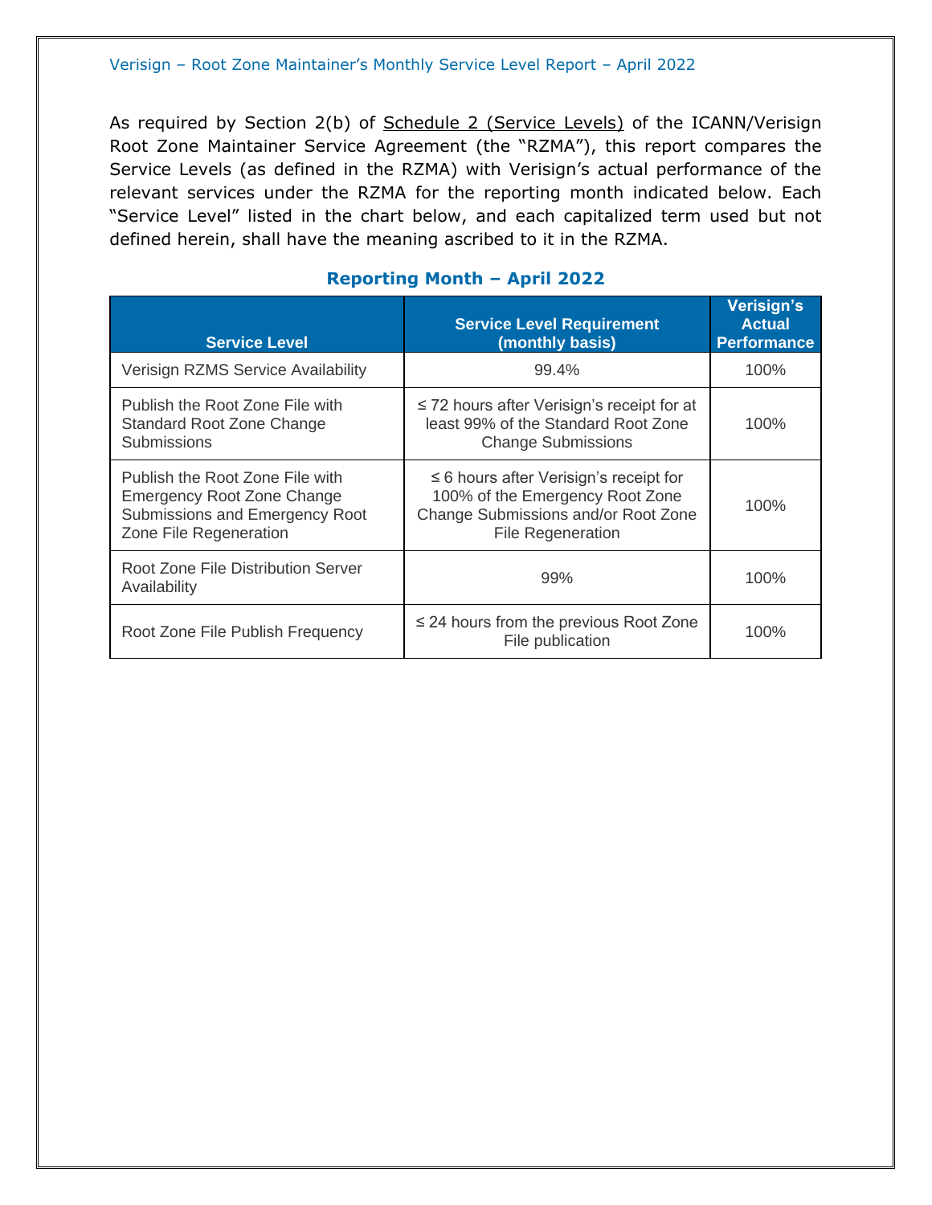As required by Section 2(b) of Schedule 2 (Service Levels) of the ICANN/Verisign Root Zone Maintainer Service Agreement (the "RZMA"), this report compares the Service Levels (as defined in the RZMA) with Verisign's actual performance of the relevant services under the RZMA for the reporting month indicated below. Each "Service Level" listed in the chart below, and each capitalized term used but not defined herein, shall have the meaning ascribed to it in the RZMA.

## Reporting Month – April 2022

| Service Level | Service Level Requirement (monthly basis) | Verisign's Actual Performance |
|---|---|---|
| Verisign RZMS Service Availability | 99.4% | 100% |
| Publish the Root Zone File with Standard Root Zone Change Submissions | ≤ 72 hours after Verisign's receipt for at least 99% of the Standard Root Zone Change Submissions | 100% |
| Publish the Root Zone File with Emergency Root Zone Change Submissions and Emergency Root Zone File Regeneration | ≤ 6 hours after Verisign's receipt for 100% of the Emergency Root Zone Change Submissions and/or Root Zone File Regeneration | 100% |
| Root Zone File Distribution Server Availability | 99% | 100% |
| Root Zone File Publish Frequency | ≤ 24 hours from the previous Root Zone File publication | 100% |